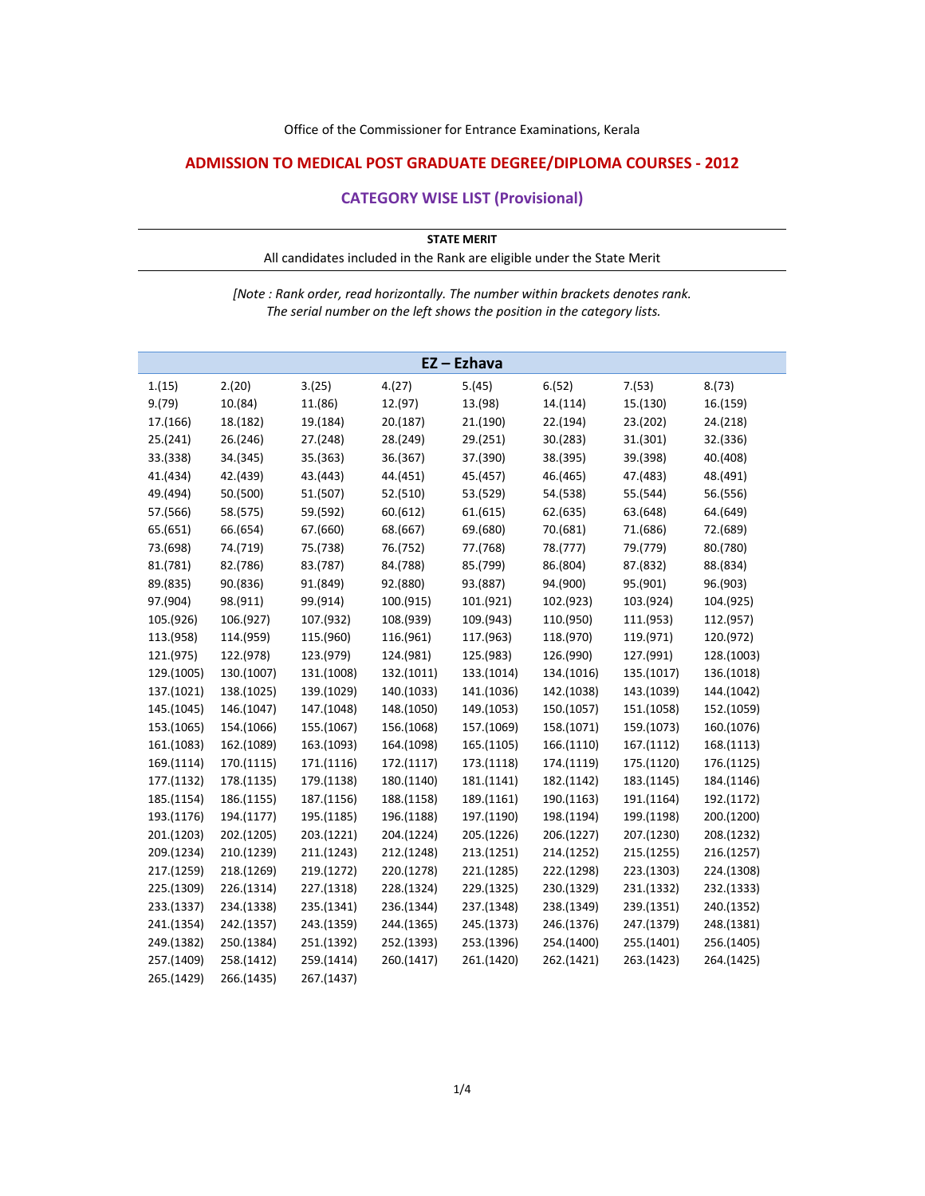Office of the Commissioner for Entrance Examinations, Kerala

# ADMISSION TO MEDICAL POST GRADUATE DEGREE/DIPLOMA COURSES - 2012

## CATEGORY WISE LIST (Provisional)

**STATE MERIT**

All candidates included in the Rank are eligible under the State Merit

*[Note : Rank order, read horizontally. The number within brackets denotes rank. The serial number on the left shows the position in the category lists.*

| EZ – Ezhava | | | | | | | |
|---|---|---|---|---|---|---|---|
| 1.(15) | 2.(20) | 3.(25) | 4.(27) | 5.(45) | 6.(52) | 7.(53) | 8.(73) |
| 9.(79) | 10.(84) | 11.(86) | 12.(97) | 13.(98) | 14.(114) | 15.(130) | 16.(159) |
| 17.(166) | 18.(182) | 19.(184) | 20.(187) | 21.(190) | 22.(194) | 23.(202) | 24.(218) |
| 25.(241) | 26.(246) | 27.(248) | 28.(249) | 29.(251) | 30.(283) | 31.(301) | 32.(336) |
| 33.(338) | 34.(345) | 35.(363) | 36.(367) | 37.(390) | 38.(395) | 39.(398) | 40.(408) |
| 41.(434) | 42.(439) | 43.(443) | 44.(451) | 45.(457) | 46.(465) | 47.(483) | 48.(491) |
| 49.(494) | 50.(500) | 51.(507) | 52.(510) | 53.(529) | 54.(538) | 55.(544) | 56.(556) |
| 57.(566) | 58.(575) | 59.(592) | 60.(612) | 61.(615) | 62.(635) | 63.(648) | 64.(649) |
| 65.(651) | 66.(654) | 67.(660) | 68.(667) | 69.(680) | 70.(681) | 71.(686) | 72.(689) |
| 73.(698) | 74.(719) | 75.(738) | 76.(752) | 77.(768) | 78.(777) | 79.(779) | 80.(780) |
| 81.(781) | 82.(786) | 83.(787) | 84.(788) | 85.(799) | 86.(804) | 87.(832) | 88.(834) |
| 89.(835) | 90.(836) | 91.(849) | 92.(880) | 93.(887) | 94.(900) | 95.(901) | 96.(903) |
| 97.(904) | 98.(911) | 99.(914) | 100.(915) | 101.(921) | 102.(923) | 103.(924) | 104.(925) |
| 105.(926) | 106.(927) | 107.(932) | 108.(939) | 109.(943) | 110.(950) | 111.(953) | 112.(957) |
| 113.(958) | 114.(959) | 115.(960) | 116.(961) | 117.(963) | 118.(970) | 119.(971) | 120.(972) |
| 121.(975) | 122.(978) | 123.(979) | 124.(981) | 125.(983) | 126.(990) | 127.(991) | 128.(1003) |
| 129.(1005) | 130.(1007) | 131.(1008) | 132.(1011) | 133.(1014) | 134.(1016) | 135.(1017) | 136.(1018) |
| 137.(1021) | 138.(1025) | 139.(1029) | 140.(1033) | 141.(1036) | 142.(1038) | 143.(1039) | 144.(1042) |
| 145.(1045) | 146.(1047) | 147.(1048) | 148.(1050) | 149.(1053) | 150.(1057) | 151.(1058) | 152.(1059) |
| 153.(1065) | 154.(1066) | 155.(1067) | 156.(1068) | 157.(1069) | 158.(1071) | 159.(1073) | 160.(1076) |
| 161.(1083) | 162.(1089) | 163.(1093) | 164.(1098) | 165.(1105) | 166.(1110) | 167.(1112) | 168.(1113) |
| 169.(1114) | 170.(1115) | 171.(1116) | 172.(1117) | 173.(1118) | 174.(1119) | 175.(1120) | 176.(1125) |
| 177.(1132) | 178.(1135) | 179.(1138) | 180.(1140) | 181.(1141) | 182.(1142) | 183.(1145) | 184.(1146) |
| 185.(1154) | 186.(1155) | 187.(1156) | 188.(1158) | 189.(1161) | 190.(1163) | 191.(1164) | 192.(1172) |
| 193.(1176) | 194.(1177) | 195.(1185) | 196.(1188) | 197.(1190) | 198.(1194) | 199.(1198) | 200.(1200) |
| 201.(1203) | 202.(1205) | 203.(1221) | 204.(1224) | 205.(1226) | 206.(1227) | 207.(1230) | 208.(1232) |
| 209.(1234) | 210.(1239) | 211.(1243) | 212.(1248) | 213.(1251) | 214.(1252) | 215.(1255) | 216.(1257) |
| 217.(1259) | 218.(1269) | 219.(1272) | 220.(1278) | 221.(1285) | 222.(1298) | 223.(1303) | 224.(1308) |
| 225.(1309) | 226.(1314) | 227.(1318) | 228.(1324) | 229.(1325) | 230.(1329) | 231.(1332) | 232.(1333) |
| 233.(1337) | 234.(1338) | 235.(1341) | 236.(1344) | 237.(1348) | 238.(1349) | 239.(1351) | 240.(1352) |
| 241.(1354) | 242.(1357) | 243.(1359) | 244.(1365) | 245.(1373) | 246.(1376) | 247.(1379) | 248.(1381) |
| 249.(1382) | 250.(1384) | 251.(1392) | 252.(1393) | 253.(1396) | 254.(1400) | 255.(1401) | 256.(1405) |
| 257.(1409) | 258.(1412) | 259.(1414) | 260.(1417) | 261.(1420) | 262.(1421) | 263.(1423) | 264.(1425) |
| 265.(1429) | 266.(1435) | 267.(1437) | | | | | |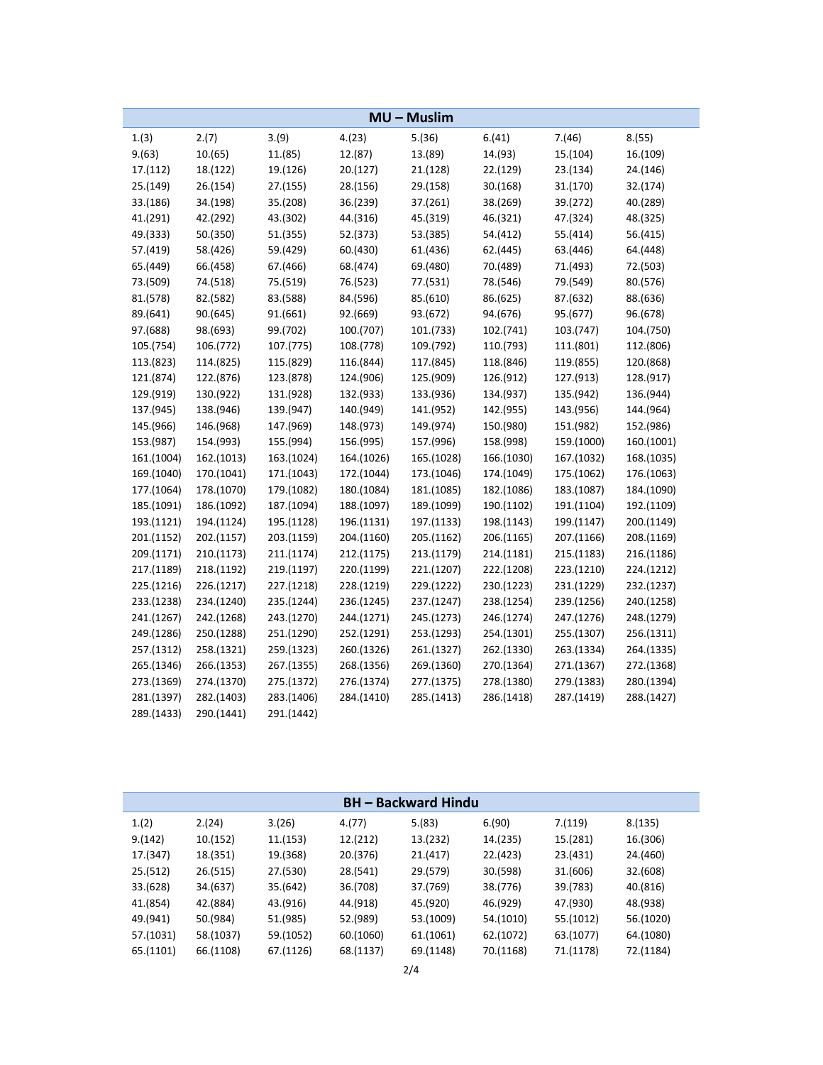| MU – Muslim | | | | | | | |
|---|---|---|---|---|---|---|---|
| 1.(3) | 2.(7) | 3.(9) | 4.(23) | 5.(36) | 6.(41) | 7.(46) | 8.(55) |
| 9.(63) | 10.(65) | 11.(85) | 12.(87) | 13.(89) | 14.(93) | 15.(104) | 16.(109) |
| 17.(112) | 18.(122) | 19.(126) | 20.(127) | 21.(128) | 22.(129) | 23.(134) | 24.(146) |
| 25.(149) | 26.(154) | 27.(155) | 28.(156) | 29.(158) | 30.(168) | 31.(170) | 32.(174) |
| 33.(186) | 34.(198) | 35.(208) | 36.(239) | 37.(261) | 38.(269) | 39.(272) | 40.(289) |
| 41.(291) | 42.(292) | 43.(302) | 44.(316) | 45.(319) | 46.(321) | 47.(324) | 48.(325) |
| 49.(333) | 50.(350) | 51.(355) | 52.(373) | 53.(385) | 54.(412) | 55.(414) | 56.(415) |
| 57.(419) | 58.(426) | 59.(429) | 60.(430) | 61.(436) | 62.(445) | 63.(446) | 64.(448) |
| 65.(449) | 66.(458) | 67.(466) | 68.(474) | 69.(480) | 70.(489) | 71.(493) | 72.(503) |
| 73.(509) | 74.(518) | 75.(519) | 76.(523) | 77.(531) | 78.(546) | 79.(549) | 80.(576) |
| 81.(578) | 82.(582) | 83.(588) | 84.(596) | 85.(610) | 86.(625) | 87.(632) | 88.(636) |
| 89.(641) | 90.(645) | 91.(661) | 92.(669) | 93.(672) | 94.(676) | 95.(677) | 96.(678) |
| 97.(688) | 98.(693) | 99.(702) | 100.(707) | 101.(733) | 102.(741) | 103.(747) | 104.(750) |
| 105.(754) | 106.(772) | 107.(775) | 108.(778) | 109.(792) | 110.(793) | 111.(801) | 112.(806) |
| 113.(823) | 114.(825) | 115.(829) | 116.(844) | 117.(845) | 118.(846) | 119.(855) | 120.(868) |
| 121.(874) | 122.(876) | 123.(878) | 124.(906) | 125.(909) | 126.(912) | 127.(913) | 128.(917) |
| 129.(919) | 130.(922) | 131.(928) | 132.(933) | 133.(936) | 134.(937) | 135.(942) | 136.(944) |
| 137.(945) | 138.(946) | 139.(947) | 140.(949) | 141.(952) | 142.(955) | 143.(956) | 144.(964) |
| 145.(966) | 146.(968) | 147.(969) | 148.(973) | 149.(974) | 150.(980) | 151.(982) | 152.(986) |
| 153.(987) | 154.(993) | 155.(994) | 156.(995) | 157.(996) | 158.(998) | 159.(1000) | 160.(1001) |
| 161.(1004) | 162.(1013) | 163.(1024) | 164.(1026) | 165.(1028) | 166.(1030) | 167.(1032) | 168.(1035) |
| 169.(1040) | 170.(1041) | 171.(1043) | 172.(1044) | 173.(1046) | 174.(1049) | 175.(1062) | 176.(1063) |
| 177.(1064) | 178.(1070) | 179.(1082) | 180.(1084) | 181.(1085) | 182.(1086) | 183.(1087) | 184.(1090) |
| 185.(1091) | 186.(1092) | 187.(1094) | 188.(1097) | 189.(1099) | 190.(1102) | 191.(1104) | 192.(1109) |
| 193.(1121) | 194.(1124) | 195.(1128) | 196.(1131) | 197.(1133) | 198.(1143) | 199.(1147) | 200.(1149) |
| 201.(1152) | 202.(1157) | 203.(1159) | 204.(1160) | 205.(1162) | 206.(1165) | 207.(1166) | 208.(1169) |
| 209.(1171) | 210.(1173) | 211.(1174) | 212.(1175) | 213.(1179) | 214.(1181) | 215.(1183) | 216.(1186) |
| 217.(1189) | 218.(1192) | 219.(1197) | 220.(1199) | 221.(1207) | 222.(1208) | 223.(1210) | 224.(1212) |
| 225.(1216) | 226.(1217) | 227.(1218) | 228.(1219) | 229.(1222) | 230.(1223) | 231.(1229) | 232.(1237) |
| 233.(1238) | 234.(1240) | 235.(1244) | 236.(1245) | 237.(1247) | 238.(1254) | 239.(1256) | 240.(1258) |
| 241.(1267) | 242.(1268) | 243.(1270) | 244.(1271) | 245.(1273) | 246.(1274) | 247.(1276) | 248.(1279) |
| 249.(1286) | 250.(1288) | 251.(1290) | 252.(1291) | 253.(1293) | 254.(1301) | 255.(1307) | 256.(1311) |
| 257.(1312) | 258.(1321) | 259.(1323) | 260.(1326) | 261.(1327) | 262.(1330) | 263.(1334) | 264.(1335) |
| 265.(1346) | 266.(1353) | 267.(1355) | 268.(1356) | 269.(1360) | 270.(1364) | 271.(1367) | 272.(1368) |
| 273.(1369) | 274.(1370) | 275.(1372) | 276.(1374) | 277.(1375) | 278.(1380) | 279.(1383) | 280.(1394) |
| 281.(1397) | 282.(1403) | 283.(1406) | 284.(1410) | 285.(1413) | 286.(1418) | 287.(1419) | 288.(1427) |
| 289.(1433) | 290.(1441) | 291.(1442) | | | | | |

| BH – Backward Hindu | | | | | | | |
|---|---|---|---|---|---|---|---|
| 1.(2) | 2.(24) | 3.(26) | 4.(77) | 5.(83) | 6.(90) | 7.(119) | 8.(135) |
| 9.(142) | 10.(152) | 11.(153) | 12.(212) | 13.(232) | 14.(235) | 15.(281) | 16.(306) |
| 17.(347) | 18.(351) | 19.(368) | 20.(376) | 21.(417) | 22.(423) | 23.(431) | 24.(460) |
| 25.(512) | 26.(515) | 27.(530) | 28.(541) | 29.(579) | 30.(598) | 31.(606) | 32.(608) |
| 33.(628) | 34.(637) | 35.(642) | 36.(708) | 37.(769) | 38.(776) | 39.(783) | 40.(816) |
| 41.(854) | 42.(884) | 43.(916) | 44.(918) | 45.(920) | 46.(929) | 47.(930) | 48.(938) |
| 49.(941) | 50.(984) | 51.(985) | 52.(989) | 53.(1009) | 54.(1010) | 55.(1012) | 56.(1020) |
| 57.(1031) | 58.(1037) | 59.(1052) | 60.(1060) | 61.(1061) | 62.(1072) | 63.(1077) | 64.(1080) |
| 65.(1101) | 66.(1108) | 67.(1126) | 68.(1137) | 69.(1148) | 70.(1168) | 71.(1178) | 72.(1184) |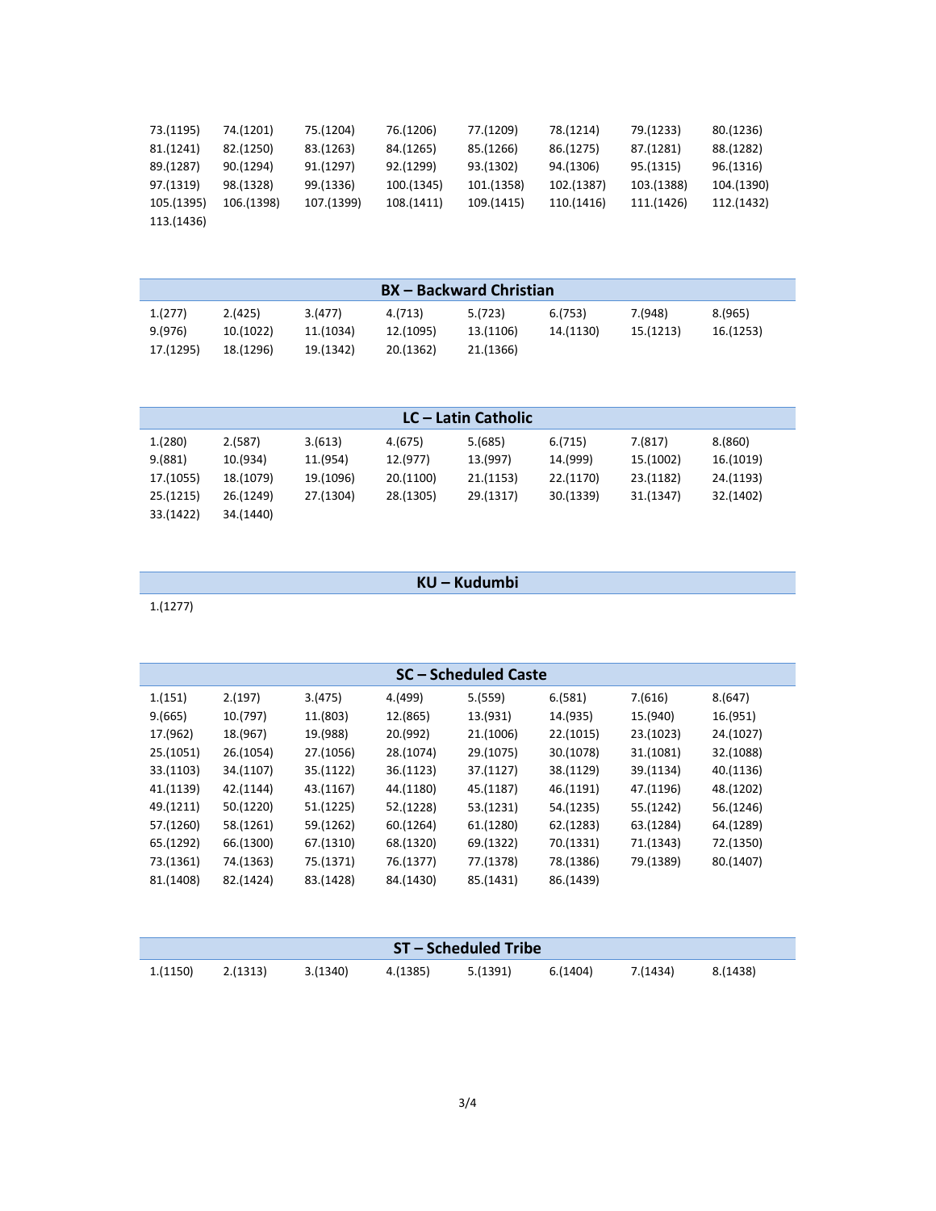| | | | | | | | |
|---|---|---|---|---|---|---|---|
| 73.(1195) | 74.(1201) | 75.(1204) | 76.(1206) | 77.(1209) | 78.(1214) | 79.(1233) | 80.(1236) |
| 81.(1241) | 82.(1250) | 83.(1263) | 84.(1265) | 85.(1266) | 86.(1275) | 87.(1281) | 88.(1282) |
| 89.(1287) | 90.(1294) | 91.(1297) | 92.(1299) | 93.(1302) | 94.(1306) | 95.(1315) | 96.(1316) |
| 97.(1319) | 98.(1328) | 99.(1336) | 100.(1345) | 101.(1358) | 102.(1387) | 103.(1388) | 104.(1390) |
| 105.(1395) | 106.(1398) | 107.(1399) | 108.(1411) | 109.(1415) | 110.(1416) | 111.(1426) | 112.(1432) |
| 113.(1436) | | | | | | | |

| **BX – Backward Christian** | | | | | | | |
|---|---|---|---|---|---|---|---|
| 1.(277) | 2.(425) | 3.(477) | 4.(713) | 5.(723) | 6.(753) | 7.(948) | 8.(965) |
| 9.(976) | 10.(1022) | 11.(1034) | 12.(1095) | 13.(1106) | 14.(1130) | 15.(1213) | 16.(1253) |
| 17.(1295) | 18.(1296) | 19.(1342) | 20.(1362) | 21.(1366) | | | |

| **LC – Latin Catholic** | | | | | | | |
|---|---|---|---|---|---|---|---|
| 1.(280) | 2.(587) | 3.(613) | 4.(675) | 5.(685) | 6.(715) | 7.(817) | 8.(860) |
| 9.(881) | 10.(934) | 11.(954) | 12.(977) | 13.(997) | 14.(999) | 15.(1002) | 16.(1019) |
| 17.(1055) | 18.(1079) | 19.(1096) | 20.(1100) | 21.(1153) | 22.(1170) | 23.(1182) | 24.(1193) |
| 25.(1215) | 26.(1249) | 27.(1304) | 28.(1305) | 29.(1317) | 30.(1339) | 31.(1347) | 32.(1402) |
| 33.(1422) | 34.(1440) | | | | | | |

| **KU – Kudumbi** |
|---|
| 1.(1277) |

| **SC – Scheduled Caste** | | | | | | | |
|---|---|---|---|---|---|---|---|
| 1.(151) | 2.(197) | 3.(475) | 4.(499) | 5.(559) | 6.(581) | 7.(616) | 8.(647) |
| 9.(665) | 10.(797) | 11.(803) | 12.(865) | 13.(931) | 14.(935) | 15.(940) | 16.(951) |
| 17.(962) | 18.(967) | 19.(988) | 20.(992) | 21.(1006) | 22.(1015) | 23.(1023) | 24.(1027) |
| 25.(1051) | 26.(1054) | 27.(1056) | 28.(1074) | 29.(1075) | 30.(1078) | 31.(1081) | 32.(1088) |
| 33.(1103) | 34.(1107) | 35.(1122) | 36.(1123) | 37.(1127) | 38.(1129) | 39.(1134) | 40.(1136) |
| 41.(1139) | 42.(1144) | 43.(1167) | 44.(1180) | 45.(1187) | 46.(1191) | 47.(1196) | 48.(1202) |
| 49.(1211) | 50.(1220) | 51.(1225) | 52.(1228) | 53.(1231) | 54.(1235) | 55.(1242) | 56.(1246) |
| 57.(1260) | 58.(1261) | 59.(1262) | 60.(1264) | 61.(1280) | 62.(1283) | 63.(1284) | 64.(1289) |
| 65.(1292) | 66.(1300) | 67.(1310) | 68.(1320) | 69.(1322) | 70.(1331) | 71.(1343) | 72.(1350) |
| 73.(1361) | 74.(1363) | 75.(1371) | 76.(1377) | 77.(1378) | 78.(1386) | 79.(1389) | 80.(1407) |
| 81.(1408) | 82.(1424) | 83.(1428) | 84.(1430) | 85.(1431) | 86.(1439) | | |

| **ST – Scheduled Tribe** | | | | | | | |
|---|---|---|---|---|---|---|---|
| 1.(1150) | 2.(1313) | 3.(1340) | 4.(1385) | 5.(1391) | 6.(1404) | 7.(1434) | 8.(1438) |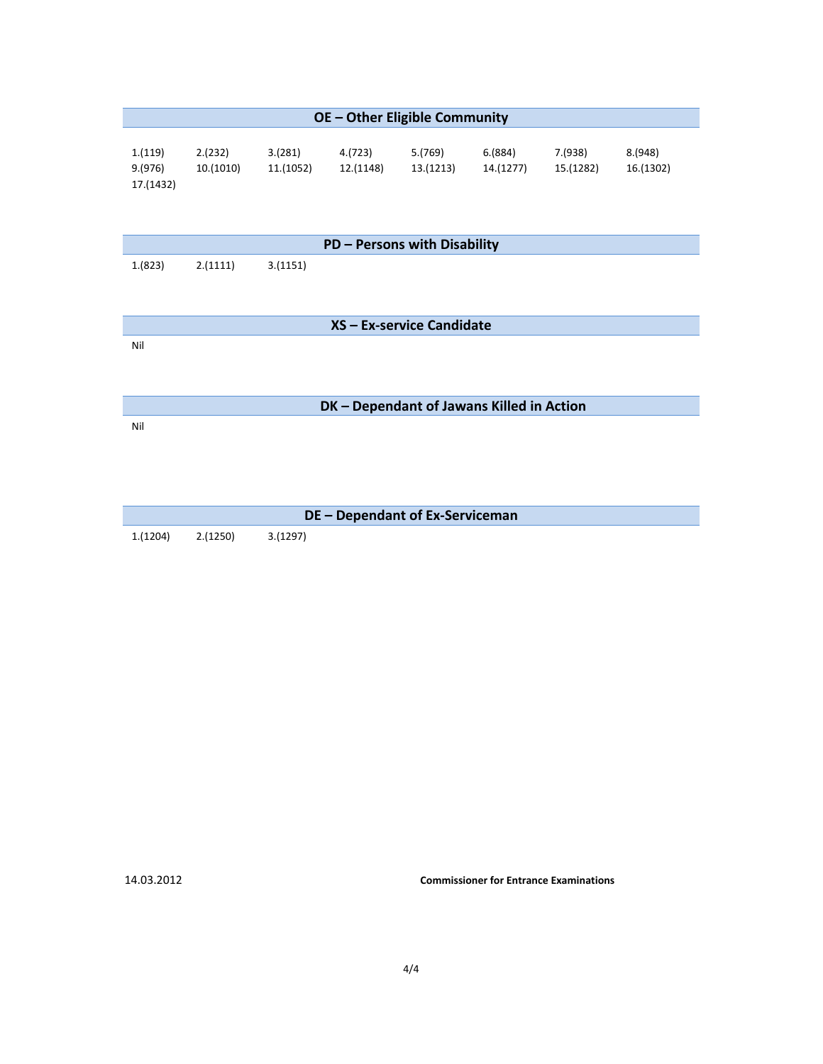## OE – Other Eligible Community

| | | | | | | | |
|---|---|---|---|---|---|---|---|
| 1.(119) | 2.(232) | 3.(281) | 4.(723) | 5.(769) | 6.(884) | 7.(938) | 8.(948) |
| 9.(976) | 10.(1010) | 11.(1052) | 12.(1148) | 13.(1213) | 14.(1277) | 15.(1282) | 16.(1302) |
| 17.(1432) | | | | | | | |

## PD – Persons with Disability

| | | |
|---|---|---|
| 1.(823) | 2.(1111) | 3.(1151) |

## XS – Ex-service Candidate

Nil

## DK – Dependant of Jawans Killed in Action

Nil

## DE – Dependant of Ex-Serviceman

| | | |
|---|---|---|
| 1.(1204) | 2.(1250) | 3.(1297) |

14.03.2012

**Commissioner for Entrance Examinations**